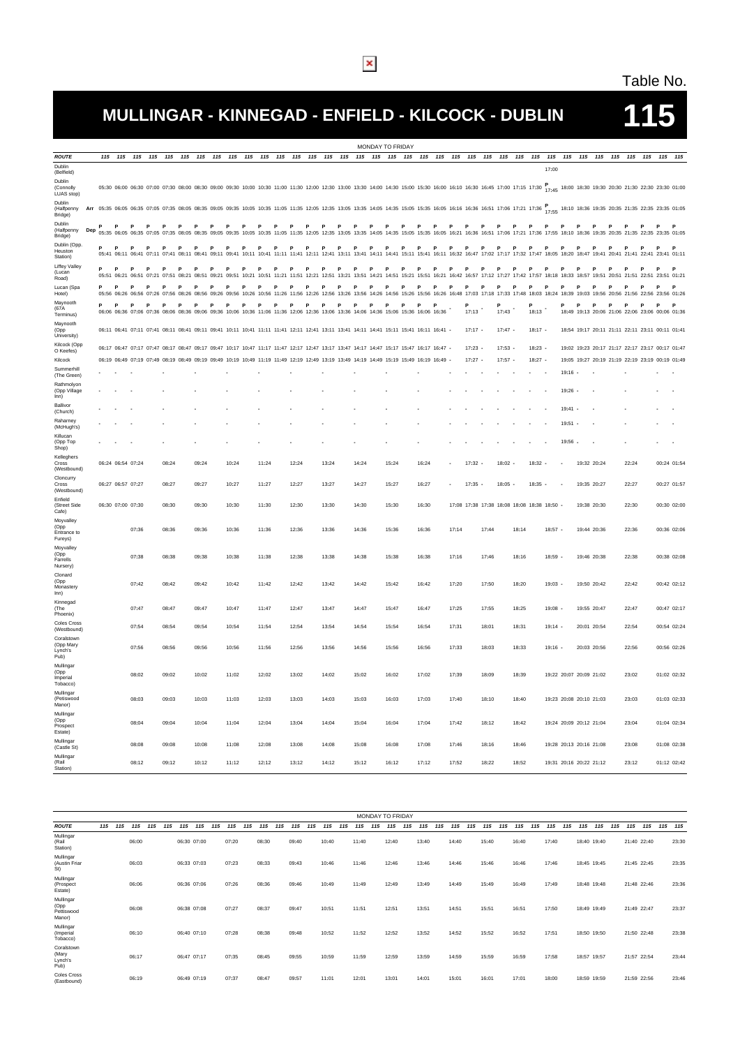Table No.

# MULLINGAR - KINNEGAD - ENFIELD - KILCOCK - DUBLIN 115

MONDAY TO FRIDAY

| ROUTE | | 115 | 115 | 115 | 115 | 115 | 115 | 115 | 115 | 115 | 115 | 115 | 115 | 115 | 115 | 115 | 115 | 115 | 115 | 115 | 115 | 115 | 115 | 115 | 115 | 115 | 115 | 115 | 115 | 115 | 115 | 115 | 115 | 115 | 115 | 115 | 115 | 115 |
|---|---|---|---|---|---|---|---|---|---|---|---|---|---|---|---|---|---|---|---|---|---|---|---|---|---|---|---|---|---|---|---|---|---|---|---|---|---|---|
| Dublin (Belfield) | | | | | | | | | | | | | | | | | | | | | | | | | | | | | 17:00 | | | | | | | | | |
| Dublin (Connolly LUAS stop) | | 05:30 | 06:00 | 06:30 | 07:00 | 07:30 | 08:00 | 08:30 | 09:00 | 09:30 | 10:00 | 10:30 | 11:00 | 11:30 | 12:00 | 12:30 | 13:00 | 13:30 | 14:00 | 14:30 | 15:00 | 15:30 | 16:00 | 16:10 | 16:30 | 16:45 | 17:00 | 17:15 | 17:30 | P 17:45 | 18:00 | 18:30 | 19:30 | 20:30 | 21:30 | 22:30 | 23:30 | 01:00 |
| Dublin (Halfpenny Bridge) | Arr | 05:35 | 06:05 | 06:35 | 07:05 | 07:35 | 08:05 | 08:35 | 09:05 | 09:35 | 10:05 | 10:35 | 11:05 | 11:35 | 12:05 | 12:35 | 13:05 | 13:35 | 14:05 | 14:35 | 15:05 | 15:35 | 16:05 | 16:16 | 16:36 | 16:51 | 17:06 | 17:21 | 17:36 | P 17:55 | 18:10 | 18:36 | 19:35 | 20:35 | 21:35 | 22:35 | 23:35 | 01:05 |
| Dublin (Halfpenny Bridge) | Dep | P 05:35 | P 06:05 | P 06:35 | P 07:05 | P 07:35 | P 08:05 | P 08:35 | P 09:05 | P 09:35 | P 10:05 | P 10:35 | P 11:05 | P 11:35 | P 12:05 | P 12:35 | P 13:05 | P 13:35 | P 14:05 | P 14:35 | P 15:05 | P 15:35 | P 16:05 | P 16:21 | P 16:36 | P 16:51 | P 17:06 | P 17:21 | P 17:36 | P 17:55 | P 18:10 | P 18:36 | P 19:35 | P 20:35 | P 21:35 | P 22:35 | P 23:35 | P 01:05 |
| Dublin (Opp. Heuston Station) | | P 05:41 | P 06:11 | P 06:41 | P 07:11 | P 07:41 | P 08:11 | P 08:41 | P 09:11 | P 09:41 | P 10:11 | P 10:41 | P 11:11 | P 11:41 | P 12:11 | P 12:41 | P 13:11 | P 13:41 | P 14:11 | P 14:41 | P 15:11 | P 15:41 | P 16:11 | P 16:32 | P 16:47 | P 17:02 | P 17:17 | P 17:32 | P 17:47 | P 18:05 | P 18:20 | P 18:47 | P 19:41 | P 20:41 | P 21:41 | P 22:41 | P 23:41 | P 01:11 |
| Liffey Valley (Lucan Road) | | P 05:51 | P 06:21 | P 06:51 | P 07:21 | P 07:51 | P 08:21 | P 08:51 | P 09:21 | P 09:51 | P 10:21 | P 10:51 | P 11:21 | P 11:51 | P 12:21 | P 12:51 | P 13:21 | P 13:51 | P 14:21 | P 14:51 | P 15:21 | P 15:51 | P 16:21 | P 16:42 | P 16:57 | P 17:12 | P 17:27 | P 17:42 | P 17:57 | P 18:18 | P 18:33 | P 18:57 | P 19:51 | P 20:51 | P 21:51 | P 22:51 | P 23:51 | P 01:21 |
| Lucan (Spa Hotel) | | P 05:56 | P 06:26 | P 06:56 | P 07:26 | P 07:56 | P 08:26 | P 08:56 | P 09:26 | P 09:56 | P 10:26 | P 10:56 | P 11:26 | P 11:56 | P 12:26 | P 12:56 | P 13:26 | P 13:56 | P 14:26 | P 14:56 | P 15:26 | P 15:56 | P 16:26 | P 16:48 | P 17:03 | P 17:18 | P 17:33 | P 17:48 | P 18:03 | P 18:24 | P 18:39 | P 19:03 | P 19:56 | P 20:56 | P 21:56 | P 22:56 | P 23:56 | P 01:26 |
| Maynooth (67A Terminus) | | P 06:06 | P 06:36 | P 07:06 | P 07:36 | P 08:06 | P 08:36 | P 09:06 | P 09:36 | P 10:06 | P 10:36 | P 11:06 | P 11:36 | P 12:06 | P 12:36 | P 13:06 | P 13:36 | P 14:06 | P 14:36 | P 15:06 | P 15:36 | P 16:06 | P 16:36 | - | P 17:13 | - | P 17:43 | - | P 18:13 | - | 18:49 | P 19:13 | P 20:06 | P 21:06 | P 22:06 | P 23:06 | P 00:06 | P 01:36 |
| Maynooth (Opp University) | | 06:11 | 06:41 | 07:11 | 07:41 | 08:11 | 08:41 | 09:11 | 09:41 | 10:11 | 10:41 | 11:11 | 11:41 | 12:11 | 12:41 | 13:11 | 13:41 | 14:11 | 14:41 | 15:11 | 15:41 | 16:11 | 16:41 | - | 17:17 | - | 17:47 | - | 18:17 | - | 18:54 | 19:17 | 20:11 | 21:11 | 22:11 | 23:11 | 00:11 | 01:41 |
| Kilcock (Opp O Keefes) | | 06:17 | 06:47 | 07:17 | 07:47 | 08:17 | 08:47 | 09:17 | 09:47 | 10:17 | 10:47 | 11:17 | 11:47 | 12:17 | 12:47 | 13:17 | 13:47 | 14:17 | 14:47 | 15:17 | 15:47 | 16:17 | 16:47 | - | 17:23 | - | 17:53 | - | 18:23 | - | 19:02 | 19:23 | 20:17 | 21:17 | 22:17 | 23:17 | 00:17 | 01:47 |
| Kilcock | | 06:19 | 06:49 | 07:19 | 07:49 | 08:19 | 08:49 | 09:19 | 09:49 | 10:19 | 10:49 | 11:19 | 11:49 | 12:19 | 12:49 | 13:19 | 13:49 | 14:19 | 14:49 | 15:19 | 15:49 | 16:19 | 16:49 | - | 17:27 | - | 17:57 | - | 18:27 | - | 19:05 | 19:27 | 20:19 | 21:19 | 22:19 | 23:19 | 00:19 | 01:49 |
| Summerhill (The Green) | | - | - | - | | - | | - | | - | | - | | - | | - | | - | | - | | - | | - | - | - | - | - | - | - | 19:16 | - | - | | - | | - | - |
| Rathmolyon (Opp Village Inn) | | - | - | - | | - | | - | | - | | - | | - | | - | | - | | - | | - | | - | - | - | - | - | - | - | 19:26 | - | - | | - | | - | - |
| Ballivor (Church) | | - | - | - | | - | | - | | - | | - | | - | | - | | - | | - | | - | | - | - | - | - | - | - | - | 19:41 | - | - | | - | | - | - |
| Raharney (McHugh's) | | - | - | - | | - | | - | | - | | - | | - | | - | | - | | - | | - | | - | - | - | - | - | - | - | 19:51 | - | - | | - | | - | - |
| Killucan (Opp Top Shop) | | - | - | - | | - | | - | | - | | - | | - | | - | | - | | - | | - | | - | - | - | - | - | - | - | 19:56 | - | - | | - | | - | - |
| Kelleghers Cross (Westbound) | | 06:24 | 06:54 | 07:24 | | 08:24 | | 09:24 | | 10:24 | | 11:24 | | 12:24 | | 13:24 | | 14:24 | | 15:24 | | 16:24 | | - | 17:32 | - | 18:02 | - | 18:32 | - | - | 19:32 | 20:24 | | 22:24 | | 00:24 | 01:54 |
| Cloncurry Cross (Westbound) | | 06:27 | 06:57 | 07:27 | | 08:27 | | 09:27 | | 10:27 | | 11:27 | | 12:27 | | 13:27 | | 14:27 | | 15:27 | | 16:27 | | - | 17:35 | - | 18:05 | - | 18:35 | - | - | 19:35 | 20:27 | | 22:27 | | 00:27 | 01:57 |
| Enfield (Street Side Cafe) | | 06:30 | 07:00 | 07:30 | | 08:30 | | 09:30 | | 10:30 | | 11:30 | | 12:30 | | 13:30 | | 14:30 | | 15:30 | | 16:30 | | 17:08 | 17:38 | 17:38 | 18:08 | 18:08 | 18:38 | 18:50 | - | 19:38 | 20:30 | | 22:30 | | 00:30 | 02:00 |
| Moyvalley (Opp Entrance to Fureys) | | | | 07:36 | | 08:36 | | 09:36 | | 10:36 | | 11:36 | | 12:36 | | 13:36 | | 14:36 | | 15:36 | | 16:36 | | 17:14 | | 17:44 | | 18:14 | | 18:57 | - | 19:44 | 20:36 | | 22:36 | | 00:36 | 02:06 |
| Moyvalley (Opp Farrells Nursery) | | | | 07:38 | | 08:38 | | 09:38 | | 10:38 | | 11:38 | | 12:38 | | 13:38 | | 14:38 | | 15:38 | | 16:38 | | 17:16 | | 17:46 | | 18:16 | | 18:59 | - | 19:46 | 20:38 | | 22:38 | | 00:38 | 02:08 |
| Clonard (Opp Monastery Inn) | | | | 07:42 | | 08:42 | | 09:42 | | 10:42 | | 11:42 | | 12:42 | | 13:42 | | 14:42 | | 15:42 | | 16:42 | | 17:20 | | 17:50 | | 18:20 | | 19:03 | - | 19:50 | 20:42 | | 22:42 | | 00:42 | 02:12 |
| Kinnegad (The Phoenix) | | | | 07:47 | | 08:47 | | 09:47 | | 10:47 | | 11:47 | | 12:47 | | 13:47 | | 14:47 | | 15:47 | | 16:47 | | 17:25 | | 17:55 | | 18:25 | | 19:08 | - | 19:55 | 20:47 | | 22:47 | | 00:47 | 02:17 |
| Coles Cross (Westbound) | | | | 07:54 | | 08:54 | | 09:54 | | 10:54 | | 11:54 | | 12:54 | | 13:54 | | 14:54 | | 15:54 | | 16:54 | | 17:31 | | 18:01 | | 18:31 | | 19:14 | - | 20:01 | 20:54 | | 22:54 | | 00:54 | 02:24 |
| Coralstown (Opp Mary Lynch's Pub) | | | | 07:56 | | 08:56 | | 09:56 | | 10:56 | | 11:56 | | 12:56 | | 13:56 | | 14:56 | | 15:56 | | 16:56 | | 17:33 | | 18:03 | | 18:33 | | 19:16 | - | 20:03 | 20:56 | | 22:56 | | 00:56 | 02:26 |
| Mullingar (Opp Imperial Tobacco) | | | | 08:02 | | 09:02 | | 10:02 | | 11:02 | | 12:02 | | 13:02 | | 14:02 | | 15:02 | | 16:02 | | 17:02 | | 17:39 | | 18:09 | | 18:39 | | 19:22 | 20:07 | 20:09 | 21:02 | | 23:02 | | 01:02 | 02:32 |
| Mullingar (Petiswood Manor) | | | | 08:03 | | 09:03 | | 10:03 | | 11:03 | | 12:03 | | 13:03 | | 14:03 | | 15:03 | | 16:03 | | 17:03 | | 17:40 | | 18:10 | | 18:40 | | 19:23 | 20:08 | 20:10 | 21:03 | | 23:03 | | 01:03 | 02:33 |
| Mullingar (Opp Prospect Estate) | | | | 08:04 | | 09:04 | | 10:04 | | 11:04 | | 12:04 | | 13:04 | | 14:04 | | 15:04 | | 16:04 | | 17:04 | | 17:42 | | 18:12 | | 18:42 | | 19:24 | 20:09 | 20:12 | 21:04 | | 23:04 | | 01:04 | 02:34 |
| Mullingar (Castle St) | | | | 08:08 | | 09:08 | | 10:08 | | 11:08 | | 12:08 | | 13:08 | | 14:08 | | 15:08 | | 16:08 | | 17:08 | | 17:46 | | 18:16 | | 18:46 | | 19:28 | 20:13 | 20:16 | 21:08 | | 23:08 | | 01:08 | 02:38 |
| Mullingar (Rail Station) | | | | 08:12 | | 09:12 | | 10:12 | | 11:12 | | 12:12 | | 13:12 | | 14:12 | | 15:12 | | 16:12 | | 17:12 | | 17:52 | | 18:22 | | 18:52 | | 19:31 | 20:16 | 20:22 | 21:12 | | 23:12 | | 01:12 | 02:42 |

MONDAY TO FRIDAY

| ROUTE | 115 | 115 | 115 | 115 | 115 | 115 | 115 | 115 | 115 | 115 | 115 | 115 | 115 | 115 | 115 | 115 | 115 | 115 | 115 |
|---|---|---|---|---|---|---|---|---|---|---|---|---|---|---|---|---|---|---|---|
| Mullingar (Rail Station) | 06:00 | 06:30 | 07:00 | 07:20 | 08:30 | 09:40 | 10:40 | 11:40 | 12:40 | 13:40 | 14:40 | 15:40 | 16:40 | 17:40 | 18:40 | 19:40 | 21:40 | 22:40 | 23:30 |
| Mullingar (Austin Friar St) | 06:03 | 06:33 | 07:03 | 07:23 | 08:33 | 09:43 | 10:46 | 11:46 | 12:46 | 13:46 | 14:46 | 15:46 | 16:46 | 17:46 | 18:45 | 19:45 | 21:45 | 22:45 | 23:35 |
| Mullingar (Prospect Estate) | 06:06 | 06:36 | 07:06 | 07:26 | 08:36 | 09:46 | 10:49 | 11:49 | 12:49 | 13:49 | 14:49 | 15:49 | 16:49 | 17:49 | 18:48 | 19:48 | 21:48 | 22:46 | 23:36 |
| Mullingar (Opp Pettiswood Manor) | 06:08 | 06:38 | 07:08 | 07:27 | 08:37 | 09:47 | 10:51 | 11:51 | 12:51 | 13:51 | 14:51 | 15:51 | 16:51 | 17:50 | 18:49 | 19:49 | 21:49 | 22:47 | 23:37 |
| Mullingar (Imperial Tobacco) | 06:10 | 06:40 | 07:10 | 07:28 | 08:38 | 09:48 | 10:52 | 11:52 | 12:52 | 13:52 | 14:52 | 15:52 | 16:52 | 17:51 | 18:50 | 19:50 | 21:50 | 22:48 | 23:38 |
| Coralstown (Mary Lynch's Pub) | 06:17 | 06:47 | 07:17 | 07:35 | 08:45 | 09:55 | 10:59 | 11:59 | 12:59 | 13:59 | 14:59 | 15:59 | 16:59 | 17:58 | 18:57 | 19:57 | 21:57 | 22:54 | 23:44 |
| Coles Cross (Eastbound) | 06:19 | 06:49 | 07:19 | 07:37 | 08:47 | 09:57 | 11:01 | 12:01 | 13:01 | 14:01 | 15:01 | 16:01 | 17:01 | 18:00 | 18:59 | 19:59 | 21:59 | 22:56 | 23:46 |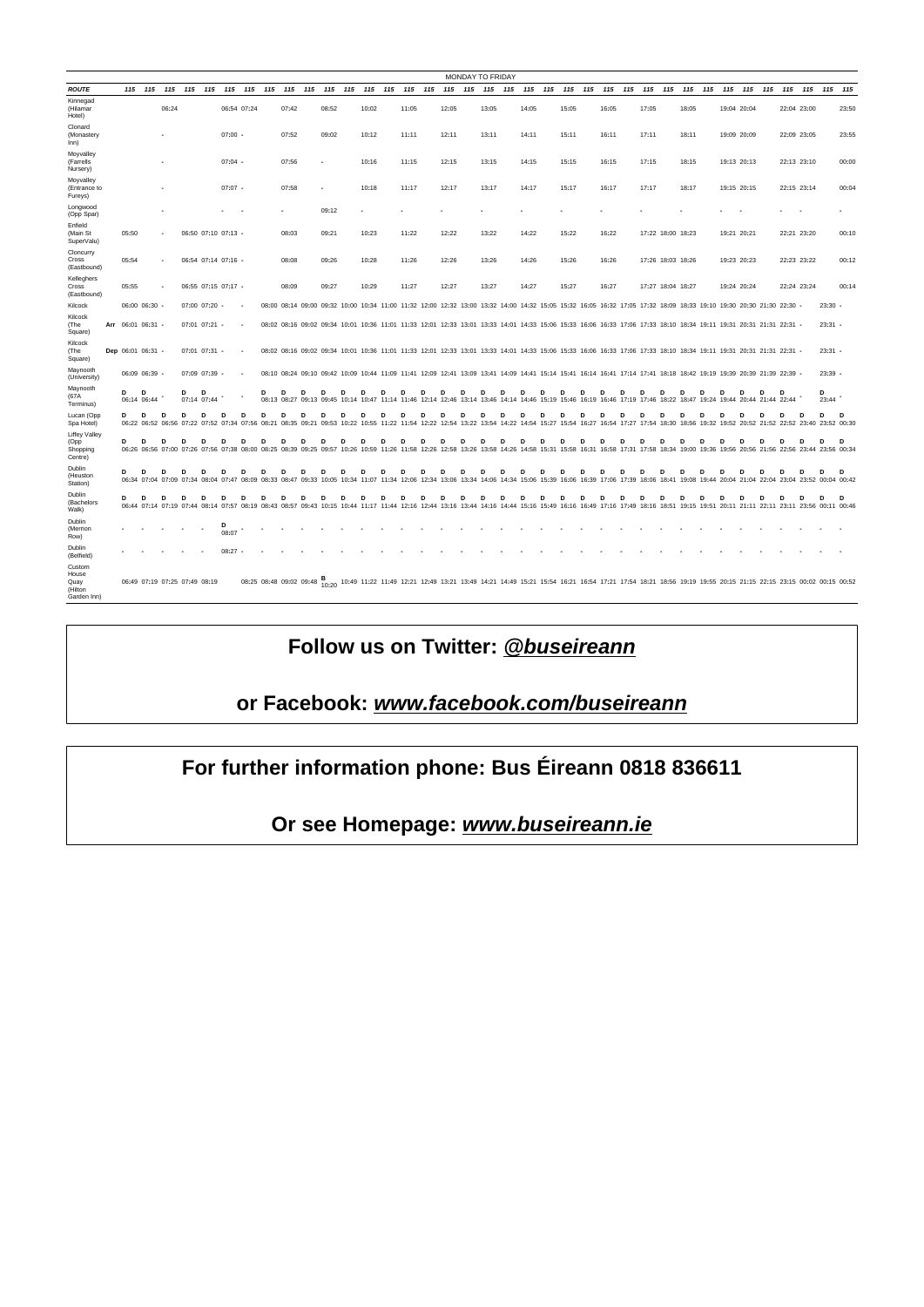MONDAY TO FRIDAY

| ROUTE | 115 | 115 | 115 | 115 | 115 | 115 | 115 | 115 | 115 | 115 | 115 | 115 | 115 | 115 | 115 | 115 | 115 | 115 | 115 | 115 | 115 | 115 | 115 | 115 | 115 | 115 | 115 | 115 | 115 | 115 | 115 | 115 | 115 | 115 | 115 | 115 | 115 |
|---|---|---|---|---|---|---|---|---|---|---|---|---|---|---|---|---|---|---|---|---|---|---|---|---|---|---|---|---|---|---|---|---|---|---|---|---|---|
| Kinnegad (Hilamar Hotel) | | | 06:24 | | | 06:54 | 07:24 | | 07:42 | | 08:52 | | 10:02 | | 11:05 | | 12:05 | | 13:05 | | 14:05 | | 15:05 | | 16:05 | | 17:05 | | 18:05 | | 19:04 | 20:04 | | 22:04 | 23:00 | | 23:50 |
| Clonard (Monastery Inn) | | | - | | | 07:00 | - | | 07:52 | | 09:02 | | 10:12 | | 11:11 | | 12:11 | | 13:11 | | 14:11 | | 15:11 | | 16:11 | | 17:11 | | 18:11 | | 19:09 | 20:09 | | 22:09 | 23:05 | | 23:55 |
| Moyvalley (Farrells Nursery) | | | - | | | 07:04 | - | | 07:56 | | - | | 10:16 | | 11:15 | | 12:15 | | 13:15 | | 14:15 | | 15:15 | | 16:15 | | 17:15 | | 18:15 | | 19:13 | 20:13 | | 22:13 | 23:10 | | 00:00 |
| Moyvalley (Entrance to Fureys) | | | - | | | 07:07 | - | | 07:58 | | - | | 10:18 | | 11:17 | | 12:17 | | 13:17 | | 14:17 | | 15:17 | | 16:17 | | 17:17 | | 18:17 | | 19:15 | 20:15 | | 22:15 | 23:14 | | 00:04 |
| Longwood (Opp Spar) | | | - | | | - | - | | - | | 09:12 | | - | | - | | - | | - | | - | | - | | - | | - | | - | | - | - | | - | - | | - |
| Enfield (Main St SuperValu) | 05:50 | | - | 06:50 | 07:10 | 07:13 | - | | 08:03 | | 09:21 | | 10:23 | | 11:22 | | 12:22 | | 13:22 | | 14:22 | | 15:22 | | 16:22 | | 17:22 | 18:00 | 18:23 | | 19:21 | 20:21 | | 22:21 | 23:20 | | 00:10 |
| Cloncurry Cross (Eastbound) | 05:54 | | - | 06:54 | 07:14 | 07:16 | - | | 08:08 | | 09:26 | | 10:28 | | 11:26 | | 12:26 | | 13:26 | | 14:26 | | 15:26 | | 16:26 | | 17:26 | 18:03 | 18:26 | | 19:23 | 20:23 | | 22:23 | 23:22 | | 00:12 |
| Kelleghers Cross (Eastbound) | 05:55 | | - | 06:55 | 07:15 | 07:17 | - | | 08:09 | | 09:27 | | 10:29 | | 11:27 | | 12:27 | | 13:27 | | 14:27 | | 15:27 | | 16:27 | | 17:27 | 18:04 | 18:27 | | 19:24 | 20:24 | | 22:24 | 23:24 | | 00:14 |
| Kilcock | 06:00 | 06:30 | - | 07:00 | 07:20 | - | - | 08:00 | 08:14 | 09:00 | 09:32 | 10:00 | 10:34 | 11:00 | 11:32 | 12:00 | 12:32 | 13:00 | 13:32 | 14:00 | 14:32 | 15:05 | 15:32 | 16:05 | 16:32 | 17:05 | 17:32 | 18:09 | 18:33 | 19:10 | 19:30 | 20:30 | 21:30 | 22:30 | - | 23:30 | - |
| Kilcock (The Square) Arr | 06:01 | 06:31 | - | 07:01 | 07:21 | - | - | 08:02 | 08:16 | 09:02 | 09:34 | 10:01 | 10:36 | 11:01 | 11:33 | 12:01 | 12:33 | 13:01 | 13:33 | 14:01 | 14:33 | 15:06 | 15:33 | 16:06 | 16:33 | 17:06 | 17:33 | 18:10 | 18:34 | 19:11 | 19:31 | 20:31 | 21:31 | 22:31 | - | 23:31 | - |
| Kilcock (The Square) Dep | 06:01 | 06:31 | - | 07:01 | 07:31 | - | - | 08:02 | 08:16 | 09:02 | 09:34 | 10:01 | 10:36 | 11:01 | 11:33 | 12:01 | 12:33 | 13:01 | 13:33 | 14:01 | 14:33 | 15:06 | 15:33 | 16:06 | 16:33 | 17:06 | 17:33 | 18:10 | 18:34 | 19:11 | 19:31 | 20:31 | 21:31 | 22:31 | - | 23:31 | - |
| Maynooth (University) | 06:09 | 06:39 | - | 07:09 | 07:39 | - | - | 08:10 | 08:24 | 09:10 | 09:42 | 10:09 | 10:44 | 11:09 | 11:41 | 12:09 | 12:41 | 13:09 | 13:41 | 14:09 | 14:41 | 15:14 | 15:41 | 16:14 | 16:41 | 17:14 | 17:41 | 18:18 | 18:42 | 19:19 | 19:39 | 20:39 | 21:39 | 22:39 | - | 23:39 | - |
| Maynooth (67A Terminus) | D 06:14 | D 06:44 | - | D 07:14 | D 07:44 | - | - | D 08:13 | D 08:27 | D 09:13 | D 09:45 | D 10:14 | D 10:47 | D 11:14 | D 11:46 | D 12:14 | D 12:46 | D 13:14 | D 13:46 | D 14:14 | D 14:46 | D 15:19 | D 15:46 | D 16:19 | D 16:46 | D 17:19 | D 17:46 | D 18:22 | D 18:47 | D 19:24 | D 19:44 | D 20:44 | D 21:44 | D 22:44 | - | D 23:44 | - |
| Lucan (Opp Spa Hotel) | D 06:22 | D 06:52 | D 06:56 | D 07:22 | D 07:52 | D 07:34 | D 07:56 | D 08:21 | D 08:35 | D 09:21 | D 09:53 | D 10:22 | D 10:55 | D 11:22 | D 11:54 | D 12:22 | D 12:54 | D 13:22 | D 13:54 | D 14:22 | D 14:54 | D 15:27 | D 15:54 | D 16:27 | D 16:54 | D 17:27 | D 17:54 | D 18:30 | D 18:56 | D 19:32 | D 19:52 | D 20:52 | D 21:52 | D 22:52 | D 23:40 | D 23:52 | D 00:30 |
| Liffey Valley (Opp Shopping Centre) | D 06:26 | D 06:56 | D 07:00 | D 07:26 | D 07:56 | D 07:38 | D 08:00 | D 08:25 | D 08:39 | D 09:25 | D 09:57 | D 10:26 | D 10:59 | D 11:26 | D 11:58 | D 12:26 | D 12:58 | D 13:26 | D 13:58 | D 14:26 | D 14:58 | D 15:31 | D 15:58 | D 16:31 | D 16:58 | D 17:31 | D 17:58 | D 18:34 | D 19:00 | D 19:36 | D 19:56 | D 20:56 | D 21:56 | D 22:56 | D 23:44 | D 23:56 | D 00:34 |
| Dublin (Heuston Station) | D 06:34 | D 07:04 | D 07:09 | D 07:34 | D 08:04 | D 07:47 | D 08:09 | D 08:33 | D 08:47 | D 09:33 | D 10:05 | D 10:34 | D 11:07 | D 11:34 | D 12:06 | D 12:34 | D 13:06 | D 13:34 | D 14:06 | D 14:34 | D 15:06 | D 15:39 | D 16:06 | D 16:39 | D 17:06 | D 17:39 | D 18:06 | D 18:41 | D 19:08 | D 19:44 | D 20:04 | D 21:04 | D 22:04 | D 23:04 | D 23:52 | D 00:04 | D 00:42 |
| Dublin (Bachelors Walk) | D 06:44 | D 07:14 | D 07:19 | D 07:44 | D 08:14 | D 07:57 | D 08:19 | D 08:43 | D 08:57 | D 09:43 | D 10:15 | D 10:44 | D 11:17 | D 11:44 | D 12:16 | D 12:44 | D 13:16 | D 13:44 | D 14:16 | D 14:44 | D 15:16 | D 15:49 | D 16:16 | D 16:49 | D 17:16 | D 17:49 | D 18:16 | D 18:51 | D 19:15 | D 19:51 | D 20:11 | D 21:11 | D 22:11 | D 23:11 | D 23:56 | D 00:11 | D 00:46 |
| Dublin (Merrion Row) | - | - | - | - | - | D 08:07 | - | - | - | - | - | - | - | - | - | - | - | - | - | - | - | - | - | - | - | - | - | - | - | - | - | - | - | - | - | - | - |
| Dublin (Belfield) | - | - | - | - | - | 08:27 | - | - | - | - | - | - | - | - | - | - | - | - | - | - | - | - | - | - | - | - | - | - | - | - | - | - | - | - | - | - | - |
| Custom House Quay (Hilton Garden Inn) | 06:49 | 07:19 | 07:25 | 07:49 | 08:19 | | 08:25 | 08:48 | 09:02 | 09:48 | B 10:20 | 10:49 | 11:22 | 11:49 | 12:21 | 12:49 | 13:21 | 13:49 | 14:21 | 14:49 | 15:21 | 15:54 | 16:21 | 16:54 | 17:21 | 17:54 | 18:21 | 18:56 | 19:19 | 19:55 | 20:15 | 21:15 | 22:15 | 23:15 | 00:02 | 00:15 | 00:52 |

**Follow us on Twitter: *@buseireann***

**or Facebook: *www.facebook.com/buseireann***

**For further information phone: Bus Éireann 0818 836611**

**Or see Homepage: *www.buseireann.ie***